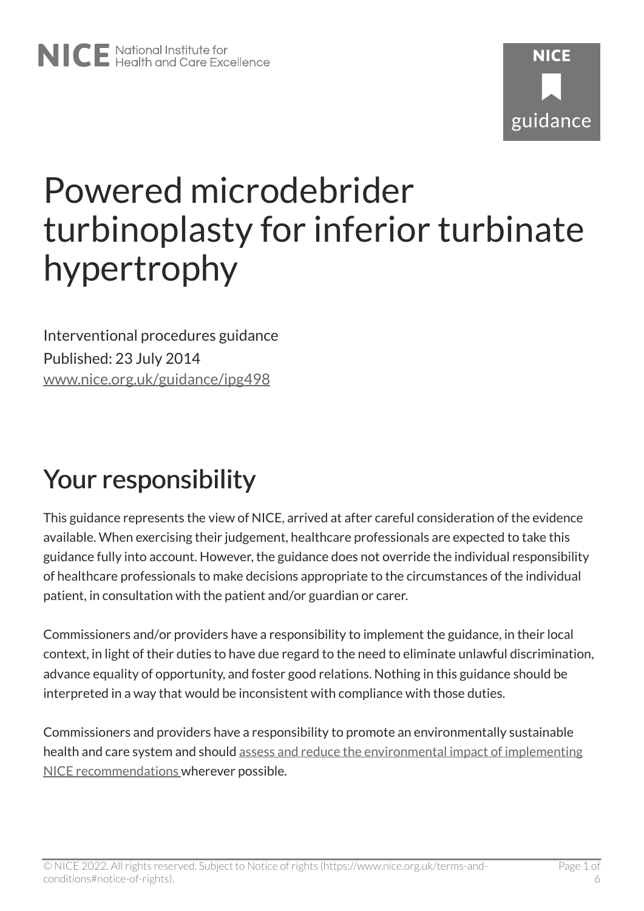# Powered microdebrider turbinoplasty for inferior turbinate hypertrophy

Interventional procedures guidance

Published: 23 July 2014

[www.nice.org.uk/guidance/ipg498](www.nice.org.uk/guidance/ipg498)

## Your responsibility

This guidance represents the view of NICE, arrived at after careful consideration of the evidence available. When exercising their judgement, healthcare professionals are expected to take this guidance fully into account. However, the guidance does not override the individual responsibility of healthcare professionals to make decisions appropriate to the circumstances of the individual patient, in consultation with the patient and/or guardian or carer.

Commissioners and/or providers have a responsibility to implement the guidance, in their local context, in light of their duties to have due regard to the need to eliminate unlawful discrimination, advance equality of opportunity, and foster good relations. Nothing in this guidance should be interpreted in a way that would be inconsistent with compliance with those duties.

Commissioners and providers have a responsibility to promote an environmentally sustainable health and care system and should assess and reduce the environmental impact of implementing NICE recommendations wherever possible.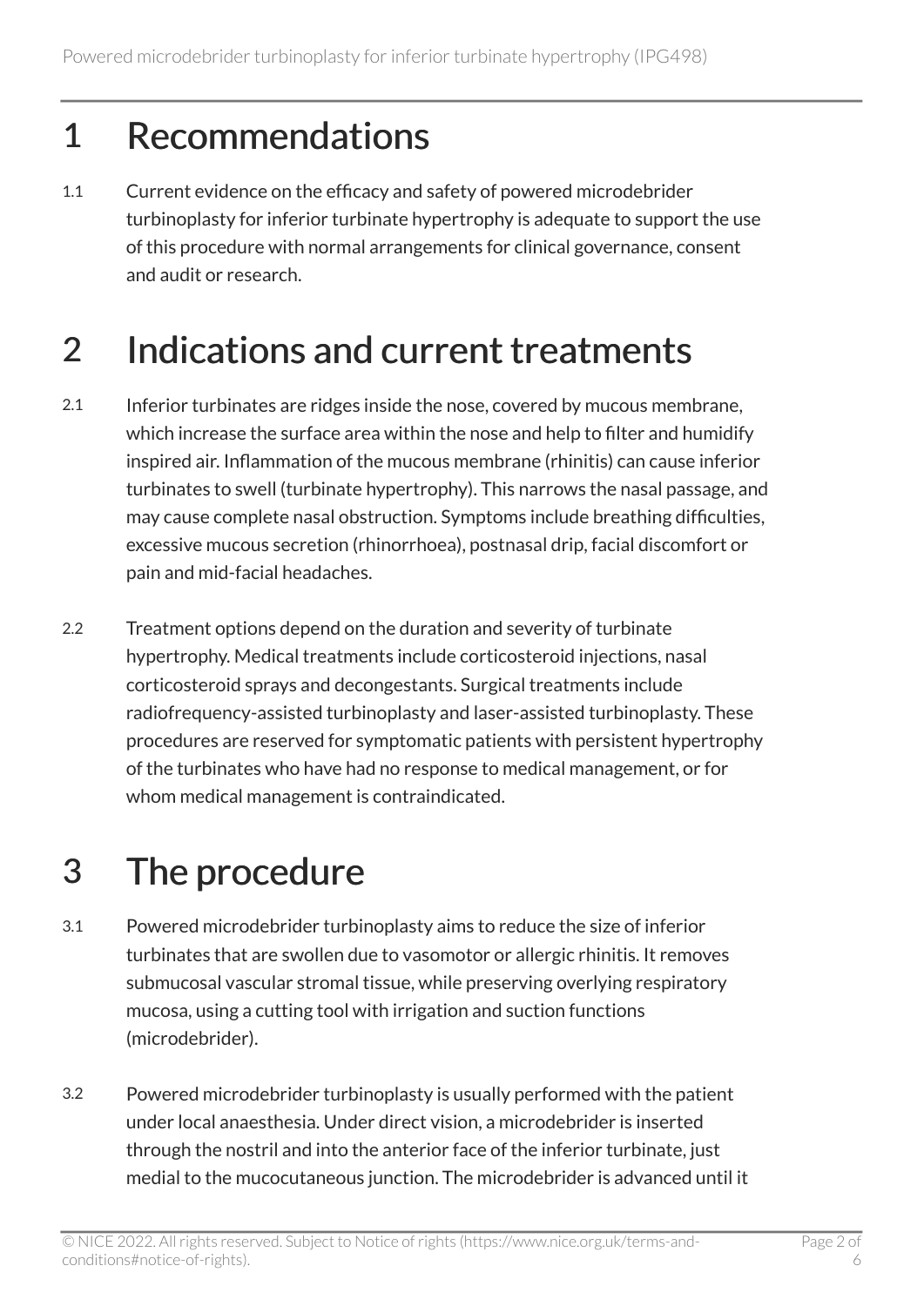# 1 Recommendations

1.1 Current evidence on the efficacy and safety of powered microdebrider turbinoplasty for inferior turbinate hypertrophy is adequate to support the use of this procedure with normal arrangements for clinical governance, consent and audit or research.

# 2 Indications and current treatments

2.1 Inferior turbinates are ridges inside the nose, covered by mucous membrane, which increase the surface area within the nose and help to filter and humidify inspired air. Inflammation of the mucous membrane (rhinitis) can cause inferior turbinates to swell (turbinate hypertrophy). This narrows the nasal passage, and may cause complete nasal obstruction. Symptoms include breathing difficulties, excessive mucous secretion (rhinorrhoea), postnasal drip, facial discomfort or pain and mid-facial headaches.

2.2 Treatment options depend on the duration and severity of turbinate hypertrophy. Medical treatments include corticosteroid injections, nasal corticosteroid sprays and decongestants. Surgical treatments include radiofrequency-assisted turbinoplasty and laser-assisted turbinoplasty. These procedures are reserved for symptomatic patients with persistent hypertrophy of the turbinates who have had no response to medical management, or for whom medical management is contraindicated.

# 3 The procedure

3.1 Powered microdebrider turbinoplasty aims to reduce the size of inferior turbinates that are swollen due to vasomotor or allergic rhinitis. It removes submucosal vascular stromal tissue, while preserving overlying respiratory mucosa, using a cutting tool with irrigation and suction functions (microdebrider).

3.2 Powered microdebrider turbinoplasty is usually performed with the patient under local anaesthesia. Under direct vision, a microdebrider is inserted through the nostril and into the anterior face of the inferior turbinate, just medial to the mucocutaneous junction. The microdebrider is advanced until it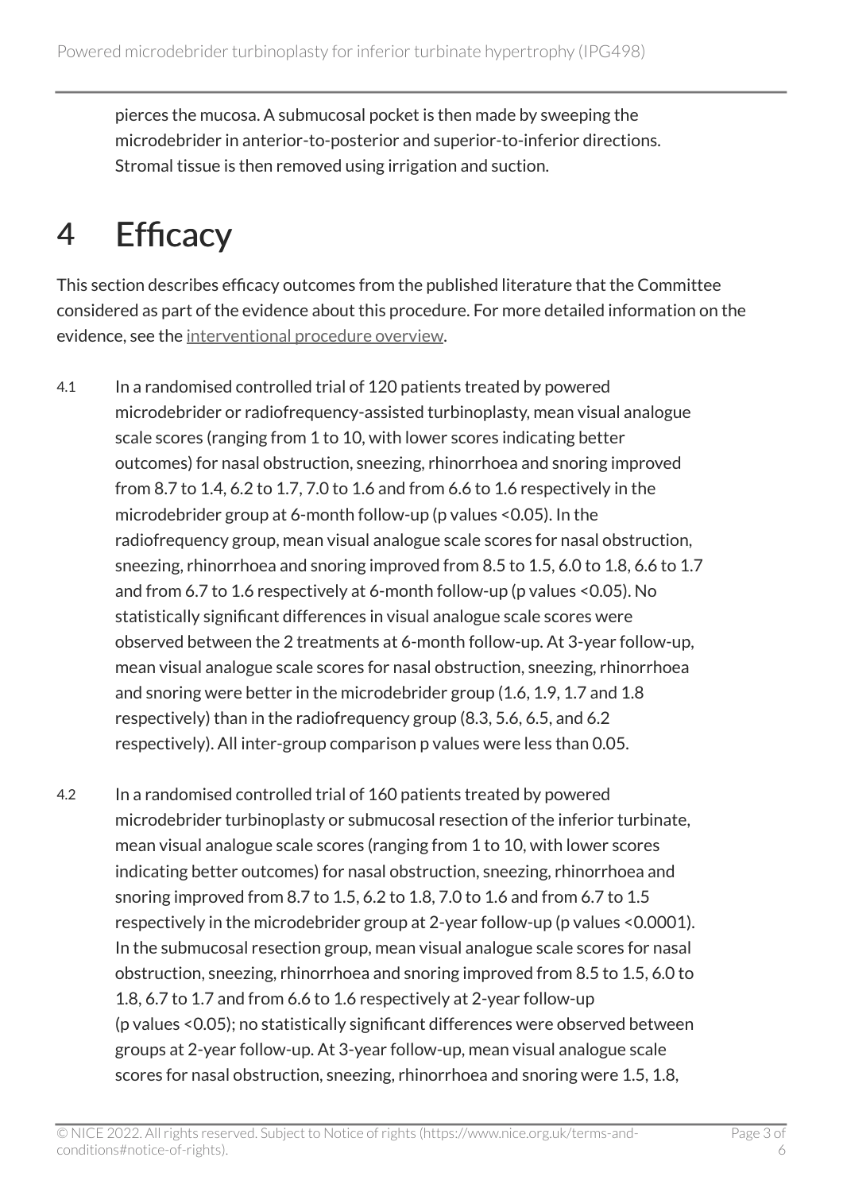pierces the mucosa. A submucosal pocket is then made by sweeping the microdebrider in anterior-to-posterior and superior-to-inferior directions. Stromal tissue is then removed using irrigation and suction.

# 4 Efficacy

This section describes efficacy outcomes from the published literature that the Committee considered as part of the evidence about this procedure. For more detailed information on the evidence, see the interventional procedure overview.

4.1 In a randomised controlled trial of 120 patients treated by powered microdebrider or radiofrequency-assisted turbinoplasty, mean visual analogue scale scores (ranging from 1 to 10, with lower scores indicating better outcomes) for nasal obstruction, sneezing, rhinorrhoea and snoring improved from 8.7 to 1.4, 6.2 to 1.7, 7.0 to 1.6 and from 6.6 to 1.6 respectively in the microdebrider group at 6-month follow-up (p values $<0.05$). In the radiofrequency group, mean visual analogue scale scores for nasal obstruction, sneezing, rhinorrhoea and snoring improved from 8.5 to 1.5, 6.0 to 1.8, 6.6 to 1.7 and from 6.7 to 1.6 respectively at 6-month follow-up (p values $<0.05$). No statistically significant differences in visual analogue scale scores were observed between the 2 treatments at 6-month follow-up. At 3-year follow-up, mean visual analogue scale scores for nasal obstruction, sneezing, rhinorrhoea and snoring were better in the microdebrider group (1.6, 1.9, 1.7 and 1.8 respectively) than in the radiofrequency group (8.3, 5.6, 6.5, and 6.2 respectively). All inter-group comparison p values were less than 0.05.

4.2 In a randomised controlled trial of 160 patients treated by powered microdebrider turbinoplasty or submucosal resection of the inferior turbinate, mean visual analogue scale scores (ranging from 1 to 10, with lower scores indicating better outcomes) for nasal obstruction, sneezing, rhinorrhoea and snoring improved from 8.7 to 1.5, 6.2 to 1.8, 7.0 to 1.6 and from 6.7 to 1.5 respectively in the microdebrider group at 2-year follow-up (p values $<0.0001$). In the submucosal resection group, mean visual analogue scale scores for nasal obstruction, sneezing, rhinorrhoea and snoring improved from 8.5 to 1.5, 6.0 to 1.8, 6.7 to 1.7 and from 6.6 to 1.6 respectively at 2-year follow-up (p values $<0.05$); no statistically significant differences were observed between groups at 2-year follow-up. At 3-year follow-up, mean visual analogue scale scores for nasal obstruction, sneezing, rhinorrhoea and snoring were 1.5, 1.8,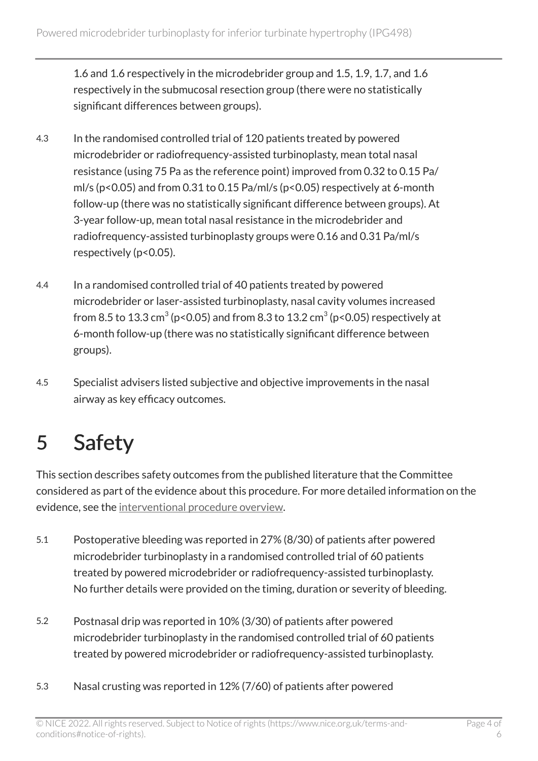1.6 and 1.6 respectively in the microdebrider group and 1.5, 1.9, 1.7, and 1.6 respectively in the submucosal resection group (there were no statistically significant differences between groups).

4.3 In the randomised controlled trial of 120 patients treated by powered microdebrider or radiofrequency-assisted turbinoplasty, mean total nasal resistance (using 75 Pa as the reference point) improved from 0.32 to 0.15 Pa/ml/s ($p<0.05$) and from 0.31 to 0.15 Pa/ml/s ($p<0.05$) respectively at 6-month follow-up (there was no statistically significant difference between groups). At 3-year follow-up, mean total nasal resistance in the microdebrider and radiofrequency-assisted turbinoplasty groups were 0.16 and 0.31 Pa/ml/s respectively ($p<0.05$).

4.4 In a randomised controlled trial of 40 patients treated by powered microdebrider or laser-assisted turbinoplasty, nasal cavity volumes increased from 8.5 to 13.3 $cm^3$ ($p<0.05$) and from 8.3 to 13.2 $cm^3$ ($p<0.05$) respectively at 6-month follow-up (there was no statistically significant difference between groups).

4.5 Specialist advisers listed subjective and objective improvements in the nasal airway as key efficacy outcomes.

# 5 Safety

This section describes safety outcomes from the published literature that the Committee considered as part of the evidence about this procedure. For more detailed information on the evidence, see the interventional procedure overview.

5.1 Postoperative bleeding was reported in 27% (8/30) of patients after powered microdebrider turbinoplasty in a randomised controlled trial of 60 patients treated by powered microdebrider or radiofrequency-assisted turbinoplasty. No further details were provided on the timing, duration or severity of bleeding.

5.2 Postnasal drip was reported in 10% (3/30) of patients after powered microdebrider turbinoplasty in the randomised controlled trial of 60 patients treated by powered microdebrider or radiofrequency-assisted turbinoplasty.

5.3 Nasal crusting was reported in 12% (7/60) of patients after powered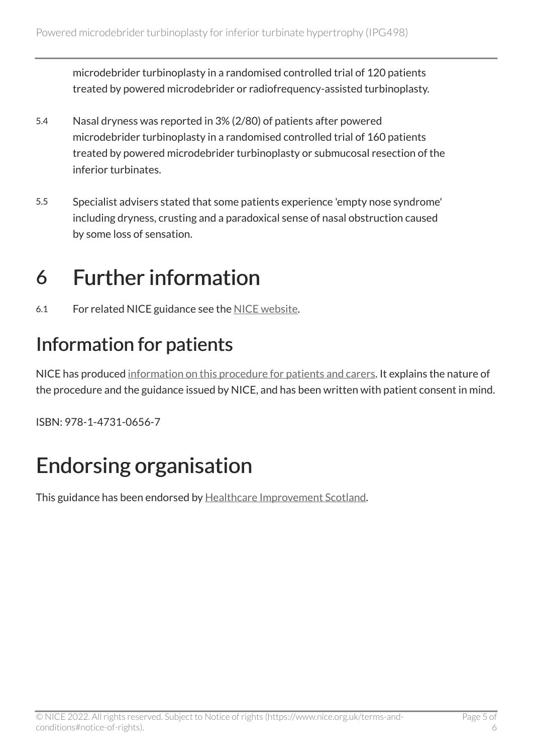microdebrider turbinoplasty in a randomised controlled trial of 120 patients treated by powered microdebrider or radiofrequency-assisted turbinoplasty.

5.4 Nasal dryness was reported in 3% (2/80) of patients after powered microdebrider turbinoplasty in a randomised controlled trial of 160 patients treated by powered microdebrider turbinoplasty or submucosal resection of the inferior turbinates.

5.5 Specialist advisers stated that some patients experience 'empty nose syndrome' including dryness, crusting and a paradoxical sense of nasal obstruction caused by some loss of sensation.

# 6 Further information

6.1 For related NICE guidance see the NICE website.

## Information for patients

NICE has produced information on this procedure for patients and carers. It explains the nature of the procedure and the guidance issued by NICE, and has been written with patient consent in mind.

ISBN: 978-1-4731-0656-7

# Endorsing organisation

This guidance has been endorsed by Healthcare Improvement Scotland.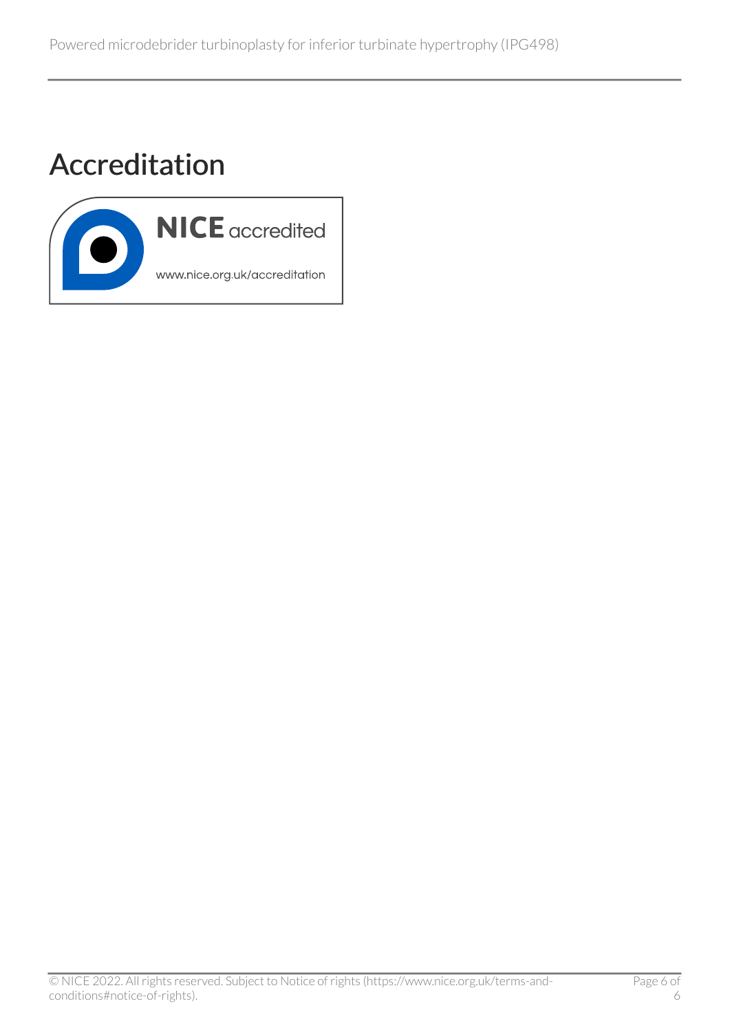# Accreditation

NICE accredited

www.nice.org.uk/accreditation